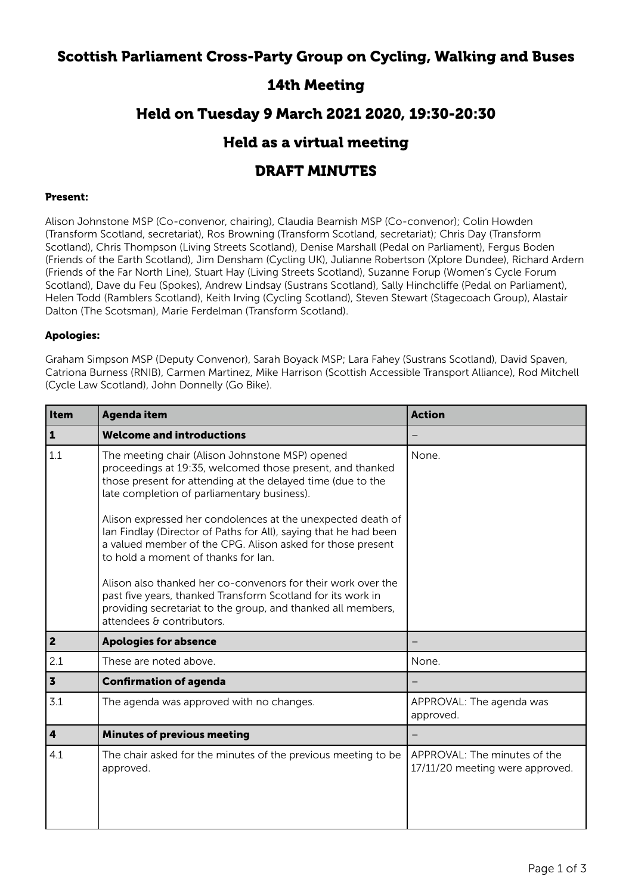# Scottish Parliament Cross-Party Group on Cycling, Walking and Buses

## 14th Meeting

## Held on Tuesday 9 March 2021 2020, 19:30-20:30

## Held as a virtual meeting

## DRAFT MINUTES

**Present:**

Alison Johnstone MSP (Co-convenor, chairing), Claudia Beamish MSP (Co-convenor); Colin Howden (Transform Scotland, secretariat), Ros Browning (Transform Scotland, secretariat); Chris Day (Transform Scotland), Chris Thompson (Living Streets Scotland), Denise Marshall (Pedal on Parliament), Fergus Boden (Friends of the Earth Scotland), Jim Densham (Cycling UK), Julianne Robertson (Xplore Dundee), Richard Ardern (Friends of the Far North Line), Stuart Hay (Living Streets Scotland), Suzanne Forup (Women's Cycle Forum Scotland), Dave du Feu (Spokes), Andrew Lindsay (Sustrans Scotland), Sally Hinchcliffe (Pedal on Parliament), Helen Todd (Ramblers Scotland), Keith Irving (Cycling Scotland), Steven Stewart (Stagecoach Group), Alastair Dalton (The Scotsman), Marie Ferdelman (Transform Scotland).

**Apologies:**

Graham Simpson MSP (Deputy Convenor), Sarah Boyack MSP; Lara Fahey (Sustrans Scotland), David Spaven, Catriona Burness (RNIB), Carmen Martinez, Mike Harrison (Scottish Accessible Transport Alliance), Rod Mitchell (Cycle Law Scotland), John Donnelly (Go Bike).

| Item | Agenda item | Action |
|---|---|---|
| **1** | **Welcome and introductions** | – |
| 1.1 | The meeting chair (Alison Johnstone MSP) opened proceedings at 19:35, welcomed those present, and thanked those present for attending at the delayed time (due to the late completion of parliamentary business).<br><br>Alison expressed her condolences at the unexpected death of Ian Findlay (Director of Paths for All), saying that he had been a valued member of the CPG. Alison asked for those present to hold a moment of thanks for Ian.<br><br>Alison also thanked her co-convenors for their work over the past five years, thanked Transform Scotland for its work in providing secretariat to the group, and thanked all members, attendees & contributors. | None. |
| **2** | **Apologies for absence** | – |
| 2.1 | These are noted above. | None. |
| **3** | **Confirmation of agenda** | – |
| 3.1 | The agenda was approved with no changes. | APPROVAL: The agenda was approved. |
| **4** | **Minutes of previous meeting** | – |
| 4.1 | The chair asked for the minutes of the previous meeting to be approved. | APPROVAL: The minutes of the 17/11/20 meeting were approved. |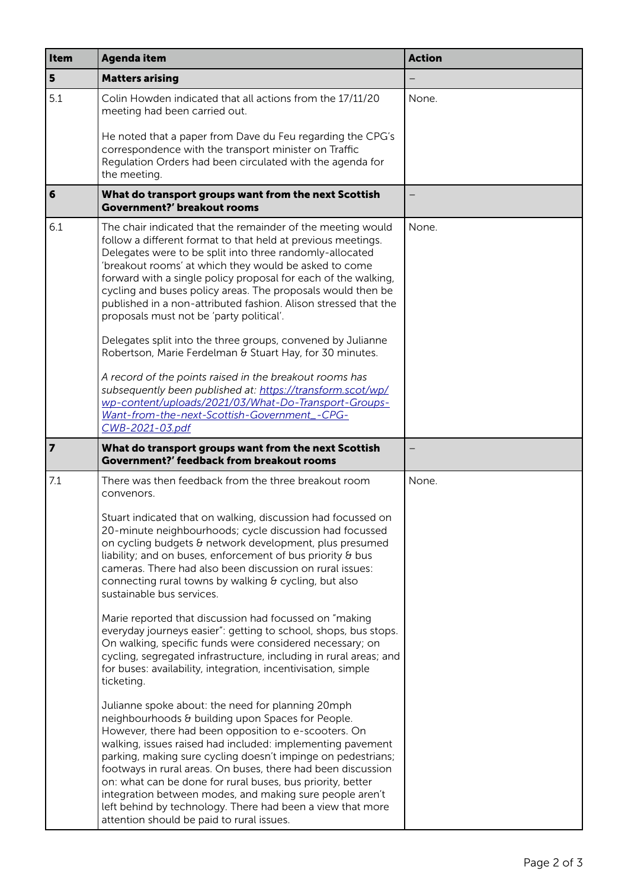| Item | Agenda item | Action |
|---|---|---|
| **5** | **Matters arising** | – |
| 5.1 | Colin Howden indicated that all actions from the 17/11/20 meeting had been carried out.<br><br>He noted that a paper from Dave du Feu regarding the CPG's correspondence with the transport minister on Traffic Regulation Orders had been circulated with the agenda for the meeting. | None. |
| **6** | **What do transport groups want from the next Scottish Government?' breakout rooms** | – |
| 6.1 | The chair indicated that the remainder of the meeting would follow a different format to that held at previous meetings. Delegates were to be split into three randomly-allocated 'breakout rooms' at which they would be asked to come forward with a single policy proposal for each of the walking, cycling and buses policy areas. The proposals would then be published in a non-attributed fashion. Alison stressed that the proposals must not be 'party political'.<br><br>Delegates split into the three groups, convened by Julianne Robertson, Marie Ferdelman & Stuart Hay, for 30 minutes.<br><br>*A record of the points raised in the breakout rooms has subsequently been published at: [https://transform.scot/wp/wp-content/uploads/2021/03/What-Do-Transport-Groups-Want-from-the-next-Scottish-Government_-CPG-CWB-2021-03.pdf](https://transform.scot/wp/wp-content/uploads/2021/03/What-Do-Transport-Groups-Want-from-the-next-Scottish-Government_-CPG-CWB-2021-03.pdf)* | None. |
| **7** | **What do transport groups want from the next Scottish Government?' feedback from breakout rooms** | – |
| 7.1 | There was then feedback from the three breakout room convenors.<br><br>Stuart indicated that on walking, discussion had focussed on 20-minute neighbourhoods; cycle discussion had focussed on cycling budgets & network development, plus presumed liability; and on buses, enforcement of bus priority & bus cameras. There had also been discussion on rural issues: connecting rural towns by walking & cycling, but also sustainable bus services.<br><br>Marie reported that discussion had focussed on "making everyday journeys easier": getting to school, shops, bus stops. On walking, specific funds were considered necessary; on cycling, segregated infrastructure, including in rural areas; and for buses: availability, integration, incentivisation, simple ticketing.<br><br>Julianne spoke about: the need for planning 20mph neighbourhoods & building upon Spaces for People. However, there had been opposition to e-scooters. On walking, issues raised had included: implementing pavement parking, making sure cycling doesn't impinge on pedestrians; footways in rural areas. On buses, there had been discussion on: what can be done for rural buses, bus priority, better integration between modes, and making sure people aren't left behind by technology. There had been a view that more attention should be paid to rural issues. | None. |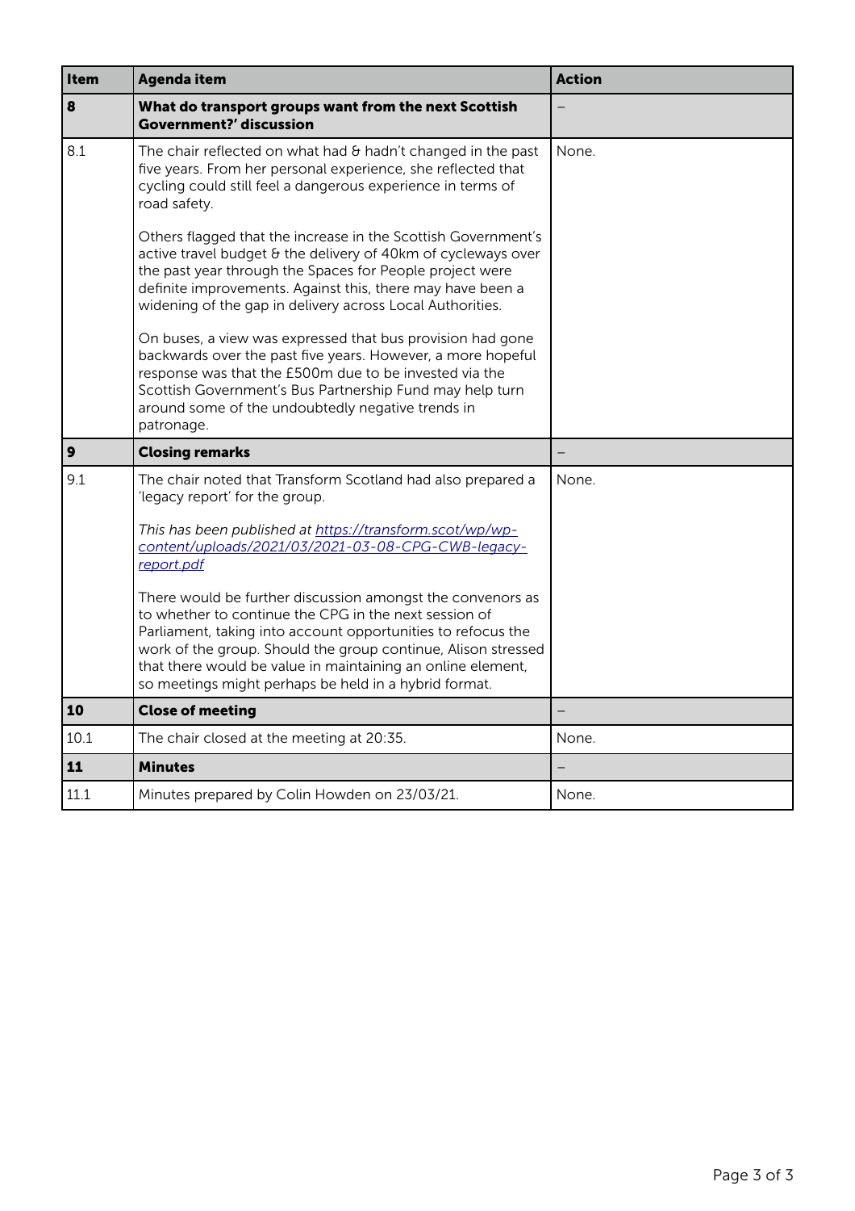| Item | Agenda item | Action |
|---|---|---|
| **8** | **What do transport groups want from the next Scottish Government?' discussion** | – |
| 8.1 | The chair reflected on what had & hadn't changed in the past five years. From her personal experience, she reflected that cycling could still feel a dangerous experience in terms of road safety.<br><br>Others flagged that the increase in the Scottish Government's active travel budget & the delivery of 40km of cycleways over the past year through the Spaces for People project were definite improvements. Against this, there may have been a widening of the gap in delivery across Local Authorities.<br><br>On buses, a view was expressed that bus provision had gone backwards over the past five years. However, a more hopeful response was that the £500m due to be invested via the Scottish Government's Bus Partnership Fund may help turn around some of the undoubtedly negative trends in patronage. | None. |
| **9** | **Closing remarks** | – |
| 9.1 | The chair noted that Transform Scotland had also prepared a 'legacy report' for the group.<br><br>*This has been published at https://transform.scot/wp/wp-content/uploads/2021/03/2021-03-08-CPG-CWB-legacy-report.pdf*<br><br>There would be further discussion amongst the convenors as to whether to continue the CPG in the next session of Parliament, taking into account opportunities to refocus the work of the group. Should the group continue, Alison stressed that there would be value in maintaining an online element, so meetings might perhaps be held in a hybrid format. | None. |
| **10** | **Close of meeting** | – |
| 10.1 | The chair closed at the meeting at 20:35. | None. |
| **11** | **Minutes** | – |
| 11.1 | Minutes prepared by Colin Howden on 23/03/21. | None. |